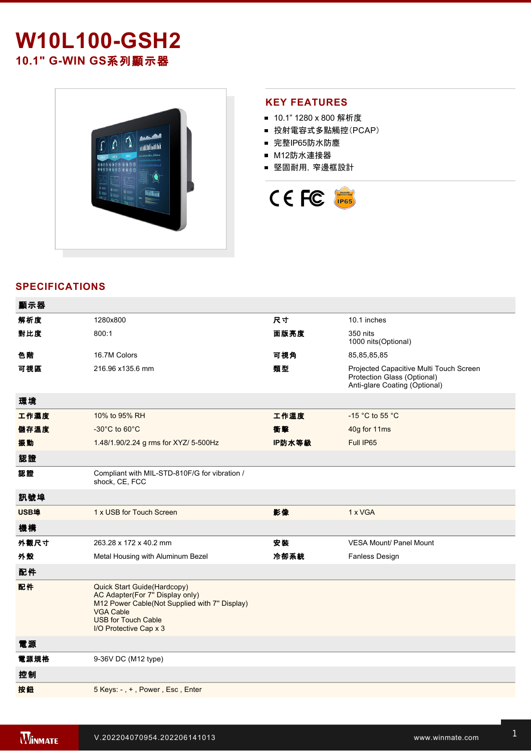# W10L100-GSH2

## 10.1" G-WIN GS系列顯示器

## KEY FEATURES

- 10.1" 1280 x 800 解析度
- 投射電容式多點觸控(PCAP)
- 完整IP65防水防塵
- M12防水連接器
- 堅固耐用, 窄邊框設計

## SPECIFICATIONS

| 顯示器 | | | |
|---|---|---|---|
| 解析度 | 1280x800 | 尺寸 | 10.1 inches |
| 對比度 | 800:1 | 面版亮度 | 350 nits<br>1000 nits(Optional) |
| 色階 | 16.7M Colors | 可視角 | 85,85,85,85 |
| 可視區 | 216.96 x135.6 mm | 類型 | Projected Capacitive Multi Touch Screen<br>Protection Glass (Optional)<br>Anti-glare Coating (Optional) |
| **環境** | | | |
| 工作濕度 | 10% to 95% RH | 工作溫度 | -15 °C to 55 °C |
| 儲存溫度 | -30°C to 60°C | 衝擊 | 40g for 11ms |
| 振動 | 1.48/1.90/2.24 g rms for XYZ/ 5-500Hz | IP防水等級 | Full IP65 |
| **認證** | | | |
| 認證 | Compliant with MIL-STD-810F/G for vibration / shock, CE, FCC | | |
| **訊號埠** | | | |
| USB埠 | 1 x USB for Touch Screen | 影像 | 1 x VGA |
| **機構** | | | |
| 外觀尺寸 | 263.28 x 172 x 40.2 mm | 安裝 | VESA Mount/ Panel Mount |
| 外殼 | Metal Housing with Aluminum Bezel | 冷卻系統 | Fanless Design |
| **配件** | | | |
| 配件 | Quick Start Guide(Hardcopy)<br>AC Adapter(For 7" Display only)<br>M12 Power Cable(Not Supplied with 7" Display)<br>VGA Cable<br>USB for Touch Cable<br>I/O Protective Cap x 3 | | |
| **電源** | | | |
| 電源規格 | 9-36V DC (M12 type) | | |
| **控制** | | | |
| 按鈕 | 5 Keys: - , + , Power , Esc , Enter | | |

V.202204070954.202206141013 www.winmate.com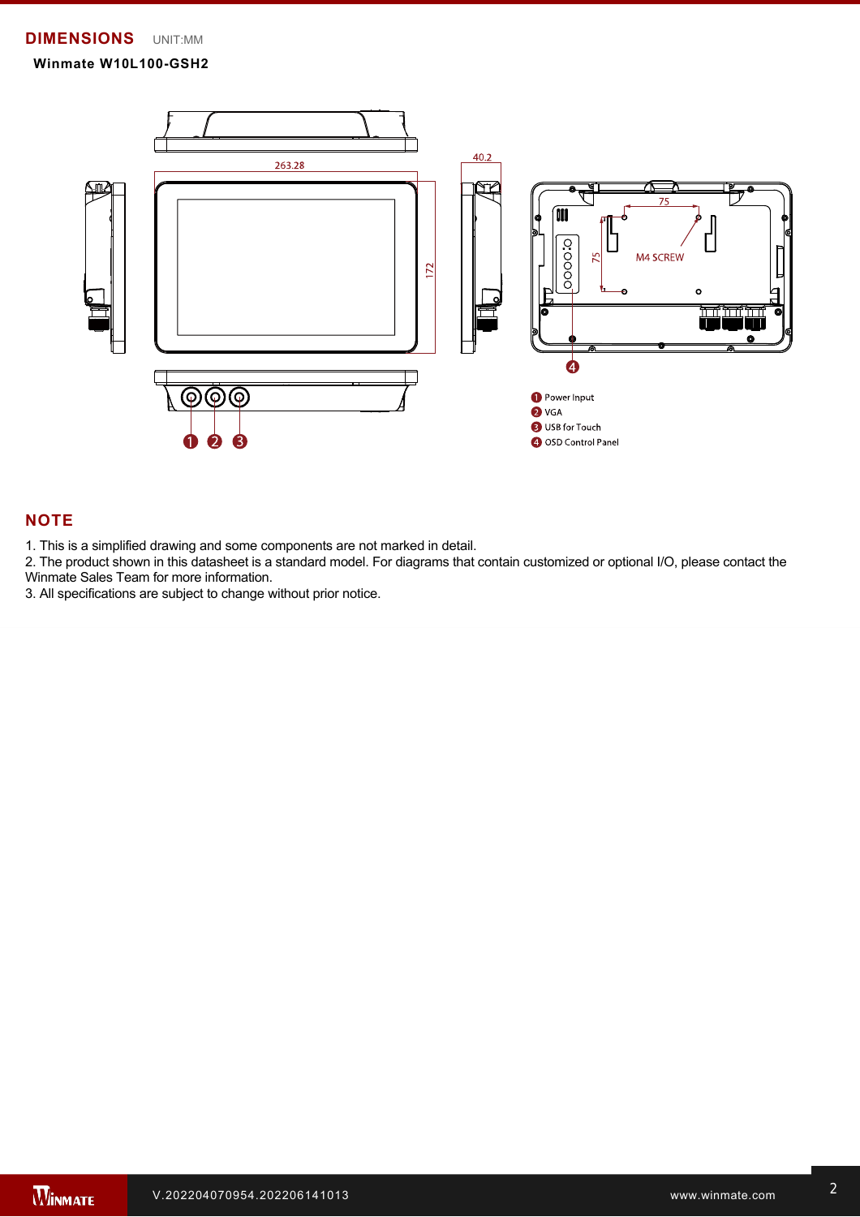## DIMENSIONS UNIT:MM

**Winmate W10L100-GSH2**

263.28

40.2

172

75

75

M4 SCREW

❶ Power Input
❷ VGA
❸ USB for Touch
❹ OSD Control Panel

## NOTE

1. This is a simplified drawing and some components are not marked in detail.
2. The product shown in this datasheet is a standard model. For diagrams that contain customized or optional I/O, please contact the Winmate Sales Team for more information.
3. All specifications are subject to change without prior notice.